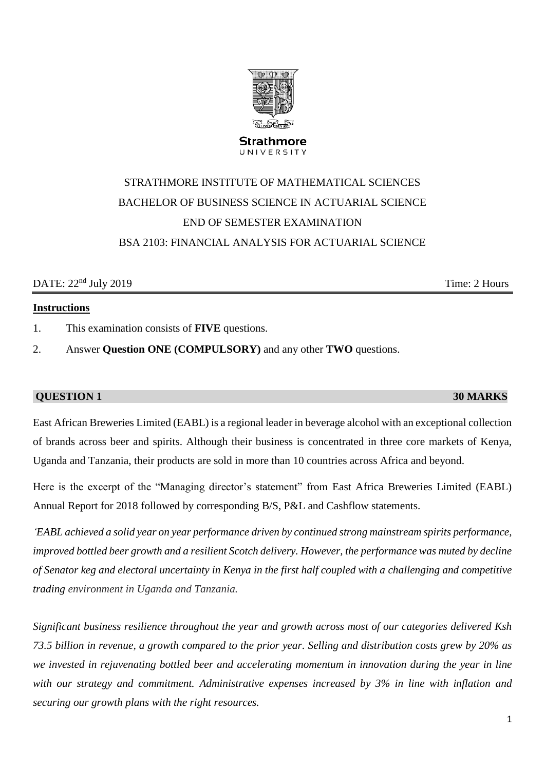Strathmore
UNIVERSITY

# STRATHMORE INSTITUTE OF MATHEMATICAL SCIENCES

## BACHELOR OF BUSINESS SCIENCE IN ACTUARIAL SCIENCE

## END OF SEMESTER EXAMINATION

## BSA 2103: FINANCIAL ANALYSIS FOR ACTUARIAL SCIENCE

DATE: 22nd July 2019 Time: 2 Hours

**Instructions**

1. This examination consists of **FIVE** questions.
2. Answer **Question ONE (COMPULSORY)** and any other **TWO** questions.

## QUESTION 1 — 30 MARKS

East African Breweries Limited (EABL) is a regional leader in beverage alcohol with an exceptional collection of brands across beer and spirits. Although their business is concentrated in three core markets of Kenya, Uganda and Tanzania, their products are sold in more than 10 countries across Africa and beyond.

Here is the excerpt of the "Managing director's statement" from East Africa Breweries Limited (EABL) Annual Report for 2018 followed by corresponding B/S, P&L and Cashflow statements.

*'EABL achieved a solid year on year performance driven by continued strong mainstream spirits performance, improved bottled beer growth and a resilient Scotch delivery. However, the performance was muted by decline of Senator keg and electoral uncertainty in Kenya in the first half coupled with a challenging and competitive trading environment in Uganda and Tanzania.*

*Significant business resilience throughout the year and growth across most of our categories delivered Ksh 73.5 billion in revenue, a growth compared to the prior year. Selling and distribution costs grew by 20% as we invested in rejuvenating bottled beer and accelerating momentum in innovation during the year in line with our strategy and commitment. Administrative expenses increased by 3% in line with inflation and securing our growth plans with the right resources.*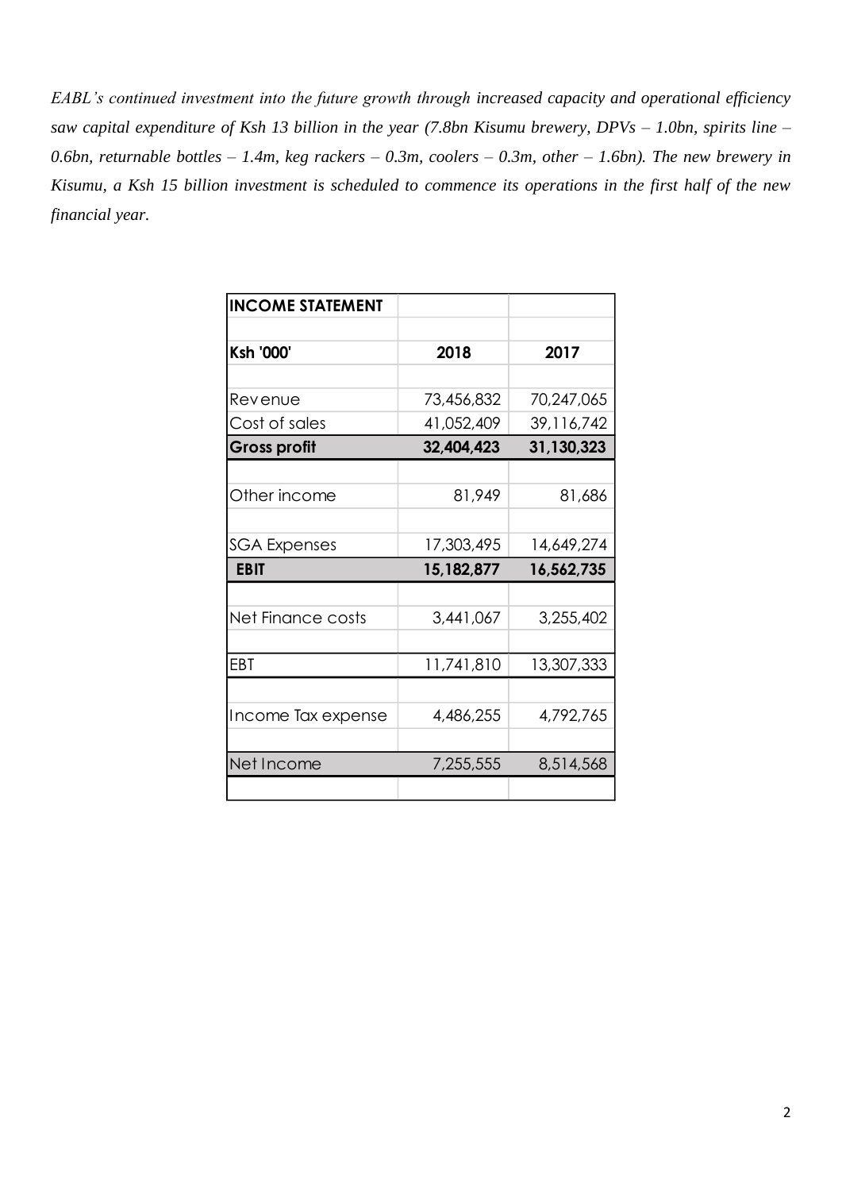*EABL's continued investment into the future growth through increased capacity and operational efficiency saw capital expenditure of Ksh 13 billion in the year (7.8bn Kisumu brewery, DPVs – 1.0bn, spirits line – 0.6bn, returnable bottles – 1.4m, keg rackers – 0.3m, coolers – 0.3m, other – 1.6bn). The new brewery in Kisumu, a Ksh 15 billion investment is scheduled to commence its operations in the first half of the new financial year.*

| **INCOME STATEMENT** | | |
|---|---|---|
| **Ksh '000'** | **2018** | **2017** |
| Revenue | 73,456,832 | 70,247,065 |
| Cost of sales | 41,052,409 | 39,116,742 |
| **Gross profit** | **32,404,423** | **31,130,323** |
| Other income | 81,949 | 81,686 |
| SGA Expenses | 17,303,495 | 14,649,274 |
| **EBIT** | **15,182,877** | **16,562,735** |
| Net Finance costs | 3,441,067 | 3,255,402 |
| EBT | 11,741,810 | 13,307,333 |
| Income Tax expense | 4,486,255 | 4,792,765 |
| Net Income | 7,255,555 | 8,514,568 |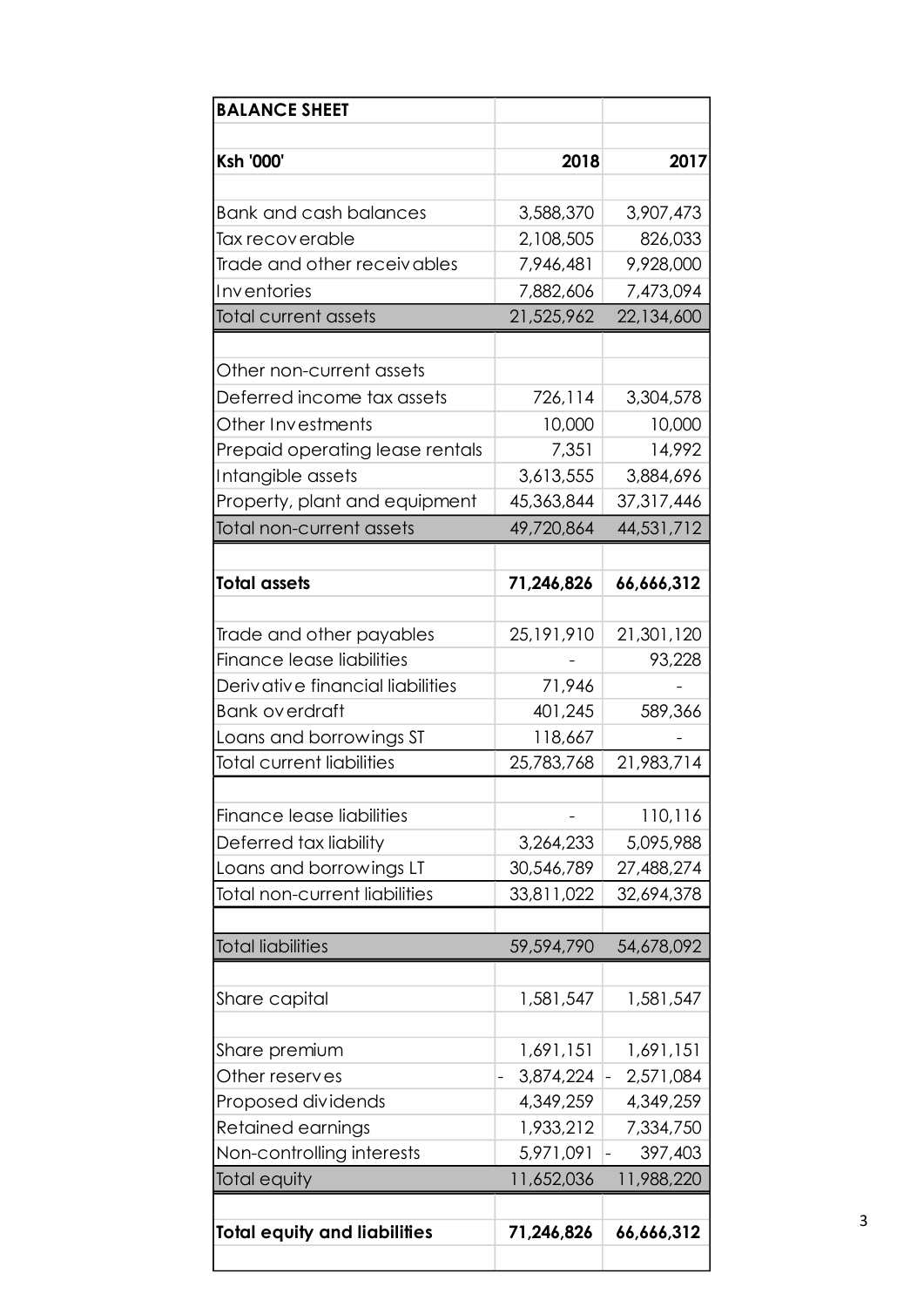| **BALANCE SHEET** | | |
|---|---|---|
| | | |
| **Ksh '000'** | **2018** | **2017** |
| | | |
| Bank and cash balances | 3,588,370 | 3,907,473 |
| Tax recoverable | 2,108,505 | 826,033 |
| Trade and other receivables | 7,946,481 | 9,928,000 |
| Inventories | 7,882,606 | 7,473,094 |
| Total current assets | 21,525,962 | 22,134,600 |
| | | |
| Other non-current assets | | |
| Deferred income tax assets | 726,114 | 3,304,578 |
| Other Investments | 10,000 | 10,000 |
| Prepaid operating lease rentals | 7,351 | 14,992 |
| Intangible assets | 3,613,555 | 3,884,696 |
| Property, plant and equipment | 45,363,844 | 37,317,446 |
| Total non-current assets | 49,720,864 | 44,531,712 |
| | | |
| **Total assets** | **71,246,826** | **66,666,312** |
| | | |
| Trade and other payables | 25,191,910 | 21,301,120 |
| Finance lease liabilities | - | 93,228 |
| Derivative financial liabilities | 71,946 | - |
| Bank overdraft | 401,245 | 589,366 |
| Loans and borrowings ST | 118,667 | - |
| Total current liabilities | 25,783,768 | 21,983,714 |
| | | |
| Finance lease liabilities | - | 110,116 |
| Deferred tax liability | 3,264,233 | 5,095,988 |
| Loans and borrowings LT | 30,546,789 | 27,488,274 |
| Total non-current liabilities | 33,811,022 | 32,694,378 |
| | | |
| Total liabilities | 59,594,790 | 54,678,092 |
| | | |
| Share capital | 1,581,547 | 1,581,547 |
| | | |
| Share premium | 1,691,151 | 1,691,151 |
| Other reserves | - 3,874,224 | - 2,571,084 |
| Proposed dividends | 4,349,259 | 4,349,259 |
| Retained earnings | 1,933,212 | 7,334,750 |
| Non-controlling interests | 5,971,091 | - 397,403 |
| Total equity | 11,652,036 | 11,988,220 |
| | | |
| **Total equity and liabilities** | **71,246,826** | **66,666,312** |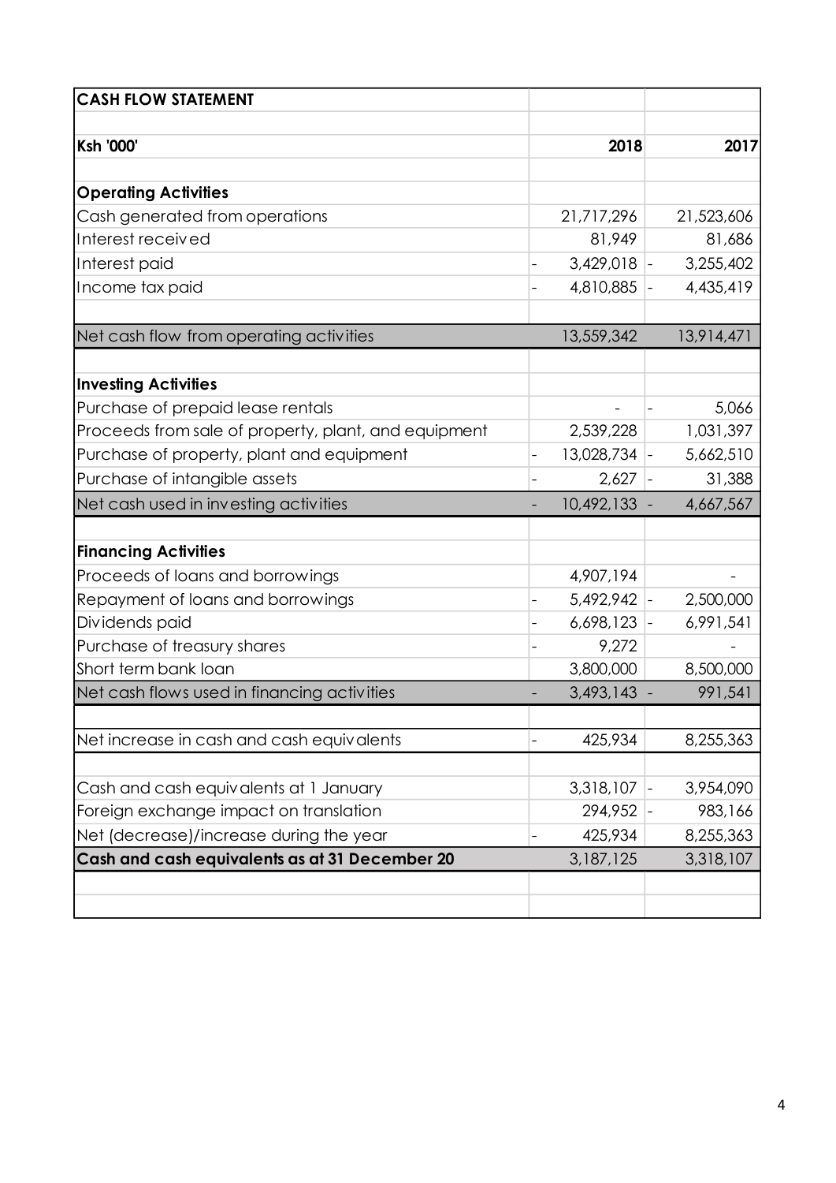| **CASH FLOW STATEMENT** | | |
|---|---|---|
| **Ksh '000'** | **2018** | **2017** |
| **Operating Activities** | | |
| Cash generated from operations | 21,717,296 | 21,523,606 |
| Interest received | 81,949 | 81,686 |
| Interest paid | - 3,429,018 | - 3,255,402 |
| Income tax paid | - 4,810,885 | - 4,435,419 |
| Net cash flow from operating activities | 13,559,342 | 13,914,471 |
| **Investing Activities** | | |
| Purchase of prepaid lease rentals | - | - 5,066 |
| Proceeds from sale of property, plant, and equipment | 2,539,228 | 1,031,397 |
| Purchase of property, plant and equipment | - 13,028,734 | - 5,662,510 |
| Purchase of intangible assets | - 2,627 | - 31,388 |
| Net cash used in investing activities | - 10,492,133 | - 4,667,567 |
| **Financing Activities** | | |
| Proceeds of loans and borrowings | 4,907,194 | - |
| Repayment of loans and borrowings | - 5,492,942 | - 2,500,000 |
| Dividends paid | - 6,698,123 | - 6,991,541 |
| Purchase of treasury shares | - 9,272 | - |
| Short term bank loan | 3,800,000 | 8,500,000 |
| Net cash flows used in financing activities | - 3,493,143 | - 991,541 |
| Net increase in cash and cash equivalents | - 425,934 | 8,255,363 |
| Cash and cash equivalents at 1 January | 3,318,107 | - 3,954,090 |
| Foreign exchange impact on translation | 294,952 | - 983,166 |
| Net (decrease)/increase during the year | - 425,934 | 8,255,363 |
| **Cash and cash equivalents as at 31 December 20** | 3,187,125 | 3,318,107 |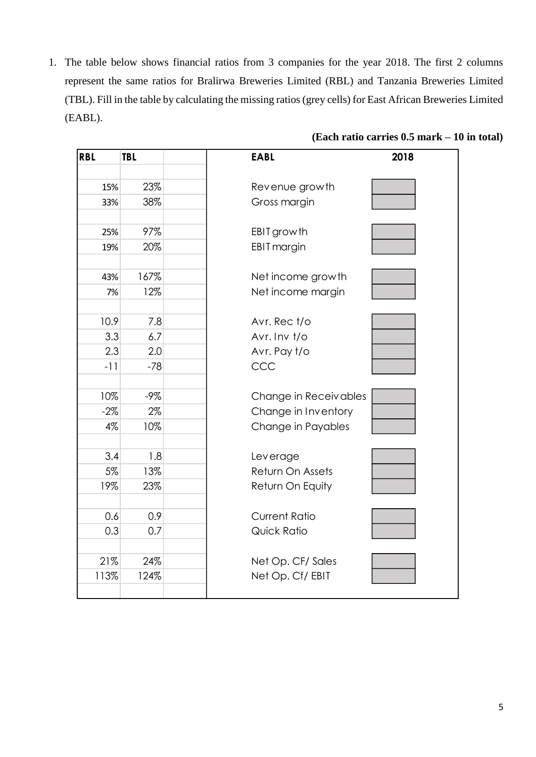1. The table below shows financial ratios from 3 companies for the year 2018. The first 2 columns represent the same ratios for Bralirwa Breweries Limited (RBL) and Tanzania Breweries Limited (TBL). Fill in the table by calculating the missing ratios (grey cells) for East African Breweries Limited (EABL).

**(Each ratio carries 0.5 mark – 10 in total)**

| RBL | TBL | | EABL | 2018 |
|---|---|---|---|---|
| | | | | |
| 15% | 23% | | Revenue growth | |
| 33% | 38% | | Gross margin | |
| | | | | |
| 25% | 97% | | EBIT growth | |
| 19% | 20% | | EBIT margin | |
| | | | | |
| 43% | 167% | | Net income growth | |
| 7% | 12% | | Net income margin | |
| | | | | |
| 10.9 | 7.8 | | Avr. Rec t/o | |
| 3.3 | 6.7 | | Avr. Inv t/o | |
| 2.3 | 2.0 | | Avr. Pay t/o | |
| -11 | -78 | | CCC | |
| | | | | |
| 10% | -9% | | Change in Receivables | |
| -2% | 2% | | Change in Inventory | |
| 4% | 10% | | Change in Payables | |
| | | | | |
| 3.4 | 1.8 | | Leverage | |
| 5% | 13% | | Return On Assets | |
| 19% | 23% | | Return On Equity | |
| | | | | |
| 0.6 | 0.9 | | Current Ratio | |
| 0.3 | 0.7 | | Quick Ratio | |
| | | | | |
| 21% | 24% | | Net Op. CF/ Sales | |
| 113% | 124% | | Net Op. Cf/ EBIT | |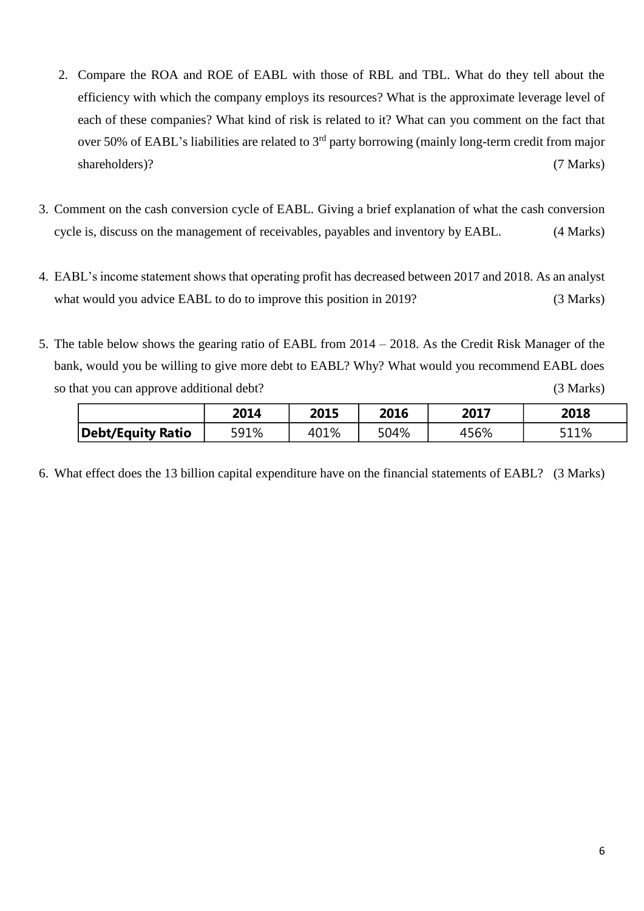2. Compare the ROA and ROE of EABL with those of RBL and TBL. What do they tell about the efficiency with which the company employs its resources? What is the approximate leverage level of each of these companies? What kind of risk is related to it? What can you comment on the fact that over 50% of EABL's liabilities are related to 3rd party borrowing (mainly long-term credit from major shareholders)? (7 Marks)

3. Comment on the cash conversion cycle of EABL. Giving a brief explanation of what the cash conversion cycle is, discuss on the management of receivables, payables and inventory by EABL. (4 Marks)

4. EABL's income statement shows that operating profit has decreased between 2017 and 2018. As an analyst what would you advice EABL to do to improve this position in 2019? (3 Marks)

5. The table below shows the gearing ratio of EABL from 2014 – 2018. As the Credit Risk Manager of the bank, would you be willing to give more debt to EABL? Why? What would you recommend EABL does so that you can approve additional debt? (3 Marks)

| | 2014 | 2015 | 2016 | 2017 | 2018 |
|---|---|---|---|---|---|
| **Debt/Equity Ratio** | 591% | 401% | 504% | 456% | 511% |

6. What effect does the 13 billion capital expenditure have on the financial statements of EABL? (3 Marks)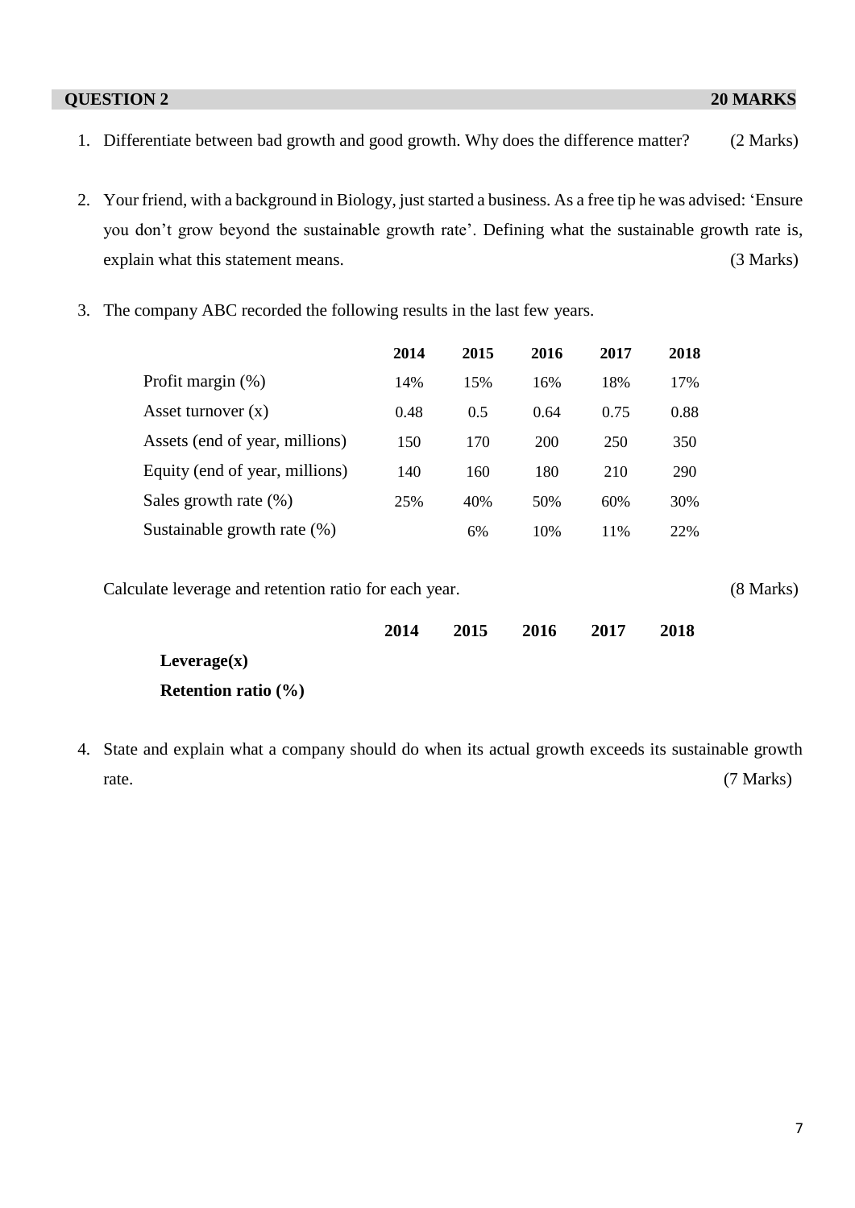## QUESTION 2 — 20 MARKS

1. Differentiate between bad growth and good growth. Why does the difference matter? (2 Marks)

2. Your friend, with a background in Biology, just started a business. As a free tip he was advised: 'Ensure you don't grow beyond the sustainable growth rate'. Defining what the sustainable growth rate is, explain what this statement means. (3 Marks)

3. The company ABC recorded the following results in the last few years.

| | 2014 | 2015 | 2016 | 2017 | 2018 |
|---|---|---|---|---|---|
| Profit margin (%) | 14% | 15% | 16% | 18% | 17% |
| Asset turnover (x) | 0.48 | 0.5 | 0.64 | 0.75 | 0.88 |
| Assets (end of year, millions) | 150 | 170 | 200 | 250 | 350 |
| Equity (end of year, millions) | 140 | 160 | 180 | 210 | 290 |
| Sales growth rate (%) | 25% | 40% | 50% | 60% | 30% |
| Sustainable growth rate (%) | | 6% | 10% | 11% | 22% |

   Calculate leverage and retention ratio for each year. (8 Marks)

| | 2014 | 2015 | 2016 | 2017 | 2018 |
|---|---|---|---|---|---|
| **Leverage(x)** | | | | | |
| **Retention ratio (%)** | | | | | |

4. State and explain what a company should do when its actual growth exceeds its sustainable growth rate. (7 Marks)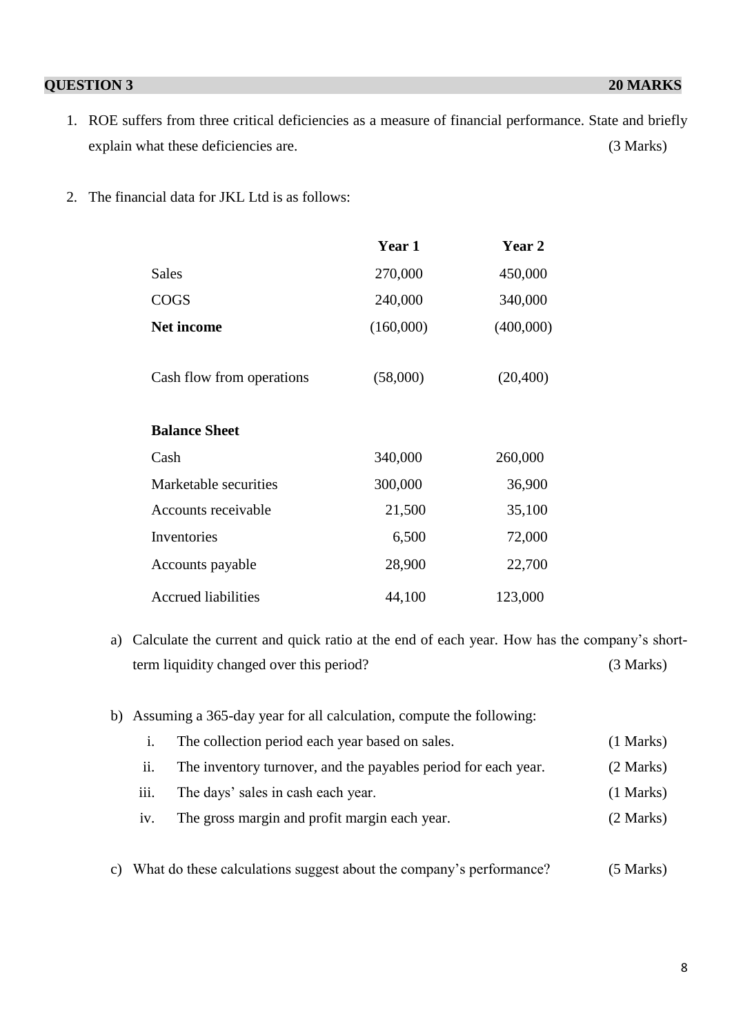**QUESTION 3 — 20 MARKS**

1. ROE suffers from three critical deficiencies as a measure of financial performance. State and briefly explain what these deficiencies are. (3 Marks)

2. The financial data for JKL Ltd is as follows:

| | Year 1 | Year 2 |
|---|---|---|
| Sales | 270,000 | 450,000 |
| COGS | 240,000 | 340,000 |
| **Net income** | (160,000) | (400,000) |
| | | |
| Cash flow from operations | (58,000) | (20,400) |
| | | |
| **Balance Sheet** | | |
| Cash | 340,000 | 260,000 |
| Marketable securities | 300,000 | 36,900 |
| Accounts receivable | 21,500 | 35,100 |
| Inventories | 6,500 | 72,000 |
| Accounts payable | 28,900 | 22,700 |
| Accrued liabilities | 44,100 | 123,000 |

a) Calculate the current and quick ratio at the end of each year. How has the company's short-term liquidity changed over this period? (3 Marks)

b) Assuming a 365-day year for all calculation, compute the following:

   i. The collection period each year based on sales. (1 Marks)

   ii. The inventory turnover, and the payables period for each year. (2 Marks)

   iii. The days' sales in cash each year. (1 Marks)

   iv. The gross margin and profit margin each year. (2 Marks)

c) What do these calculations suggest about the company's performance? (5 Marks)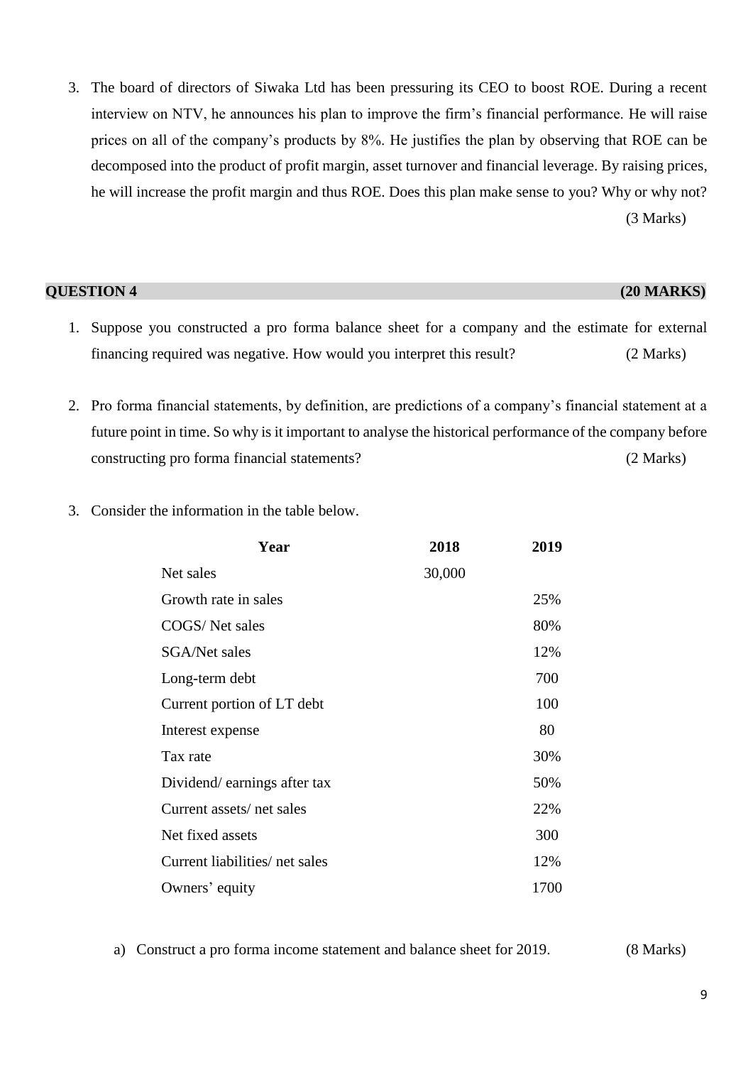3. The board of directors of Siwaka Ltd has been pressuring its CEO to boost ROE. During a recent interview on NTV, he announces his plan to improve the firm's financial performance. He will raise prices on all of the company's products by 8%. He justifies the plan by observing that ROE can be decomposed into the product of profit margin, asset turnover and financial leverage. By raising prices, he will increase the profit margin and thus ROE. Does this plan make sense to you? Why or why not? (3 Marks)

## QUESTION 4 (20 MARKS)

1. Suppose you constructed a pro forma balance sheet for a company and the estimate for external financing required was negative. How would you interpret this result? (2 Marks)

2. Pro forma financial statements, by definition, are predictions of a company's financial statement at a future point in time. So why is it important to analyse the historical performance of the company before constructing pro forma financial statements? (2 Marks)

3. Consider the information in the table below.

| Year | 2018 | 2019 |
|---|---|---|
| Net sales | 30,000 | |
| Growth rate in sales | | 25% |
| COGS/ Net sales | | 80% |
| SGA/Net sales | | 12% |
| Long-term debt | | 700 |
| Current portion of LT debt | | 100 |
| Interest expense | | 80 |
| Tax rate | | 30% |
| Dividend/ earnings after tax | | 50% |
| Current assets/ net sales | | 22% |
| Net fixed assets | | 300 |
| Current liabilities/ net sales | | 12% |
| Owners' equity | | 1700 |

a) Construct a pro forma income statement and balance sheet for 2019. (8 Marks)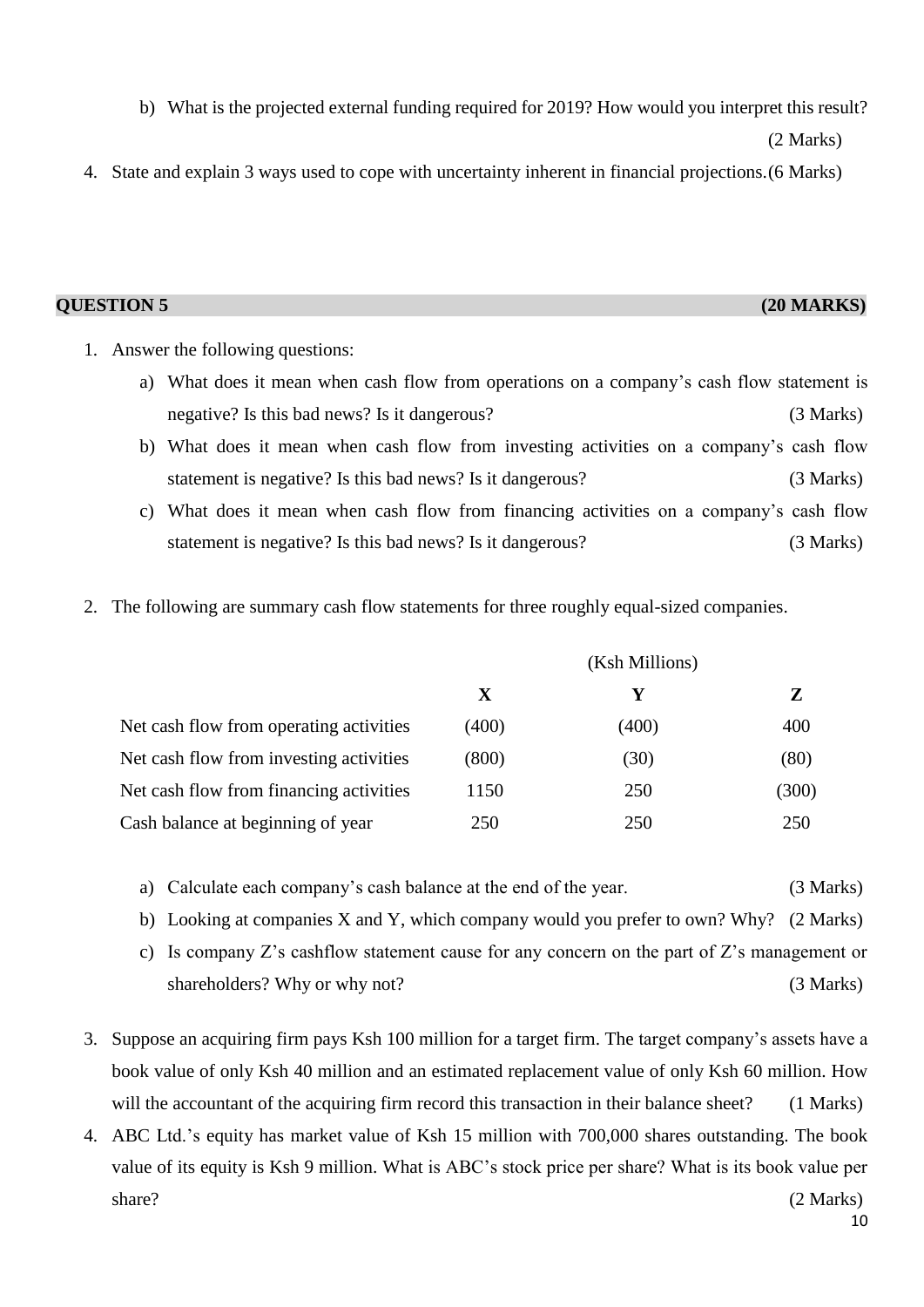b) What is the projected external funding required for 2019? How would you interpret this result? (2 Marks)

4. State and explain 3 ways used to cope with uncertainty inherent in financial projections.(6 Marks)

## QUESTION 5 (20 MARKS)

1. Answer the following questions:
   a) What does it mean when cash flow from operations on a company's cash flow statement is negative? Is this bad news? Is it dangerous? (3 Marks)
   b) What does it mean when cash flow from investing activities on a company's cash flow statement is negative? Is this bad news? Is it dangerous? (3 Marks)
   c) What does it mean when cash flow from financing activities on a company's cash flow statement is negative? Is this bad news? Is it dangerous? (3 Marks)

2. The following are summary cash flow statements for three roughly equal-sized companies.

| | (Ksh Millions) | | |
|---|---|---|---|
| | **X** | **Y** | **Z** |
| Net cash flow from operating activities | (400) | (400) | 400 |
| Net cash flow from investing activities | (800) | (30) | (80) |
| Net cash flow from financing activities | 1150 | 250 | (300) |
| Cash balance at beginning of year | 250 | 250 | 250 |

   a) Calculate each company's cash balance at the end of the year. (3 Marks)
   b) Looking at companies X and Y, which company would you prefer to own? Why? (2 Marks)
   c) Is company Z's cashflow statement cause for any concern on the part of Z's management or shareholders? Why or why not? (3 Marks)

3. Suppose an acquiring firm pays Ksh 100 million for a target firm. The target company's assets have a book value of only Ksh 40 million and an estimated replacement value of only Ksh 60 million. How will the accountant of the acquiring firm record this transaction in their balance sheet? (1 Marks)

4. ABC Ltd.'s equity has market value of Ksh 15 million with 700,000 shares outstanding. The book value of its equity is Ksh 9 million. What is ABC's stock price per share? What is its book value per share? (2 Marks)